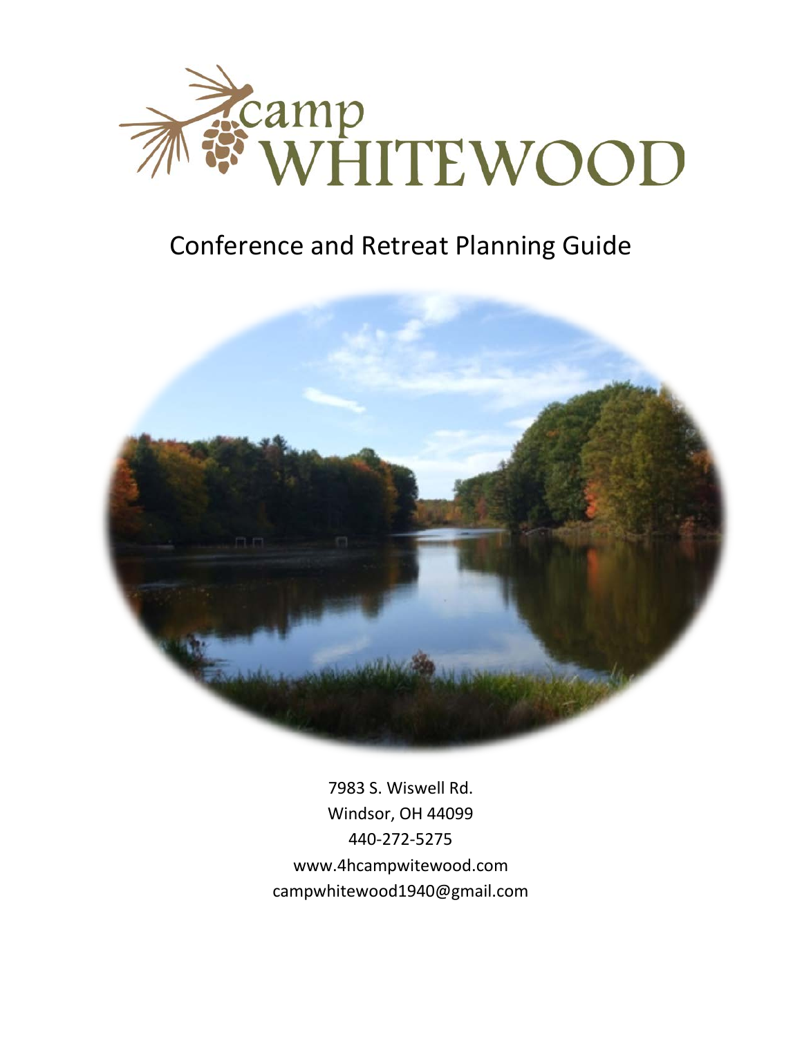# camp WHITEWOOD

## Conference and Retreat Planning Guide

7983 S. Wiswell Rd.
Windsor, OH 44099
440-272-5275
www.4hcampwitewood.com
campwhitewood1940@gmail.com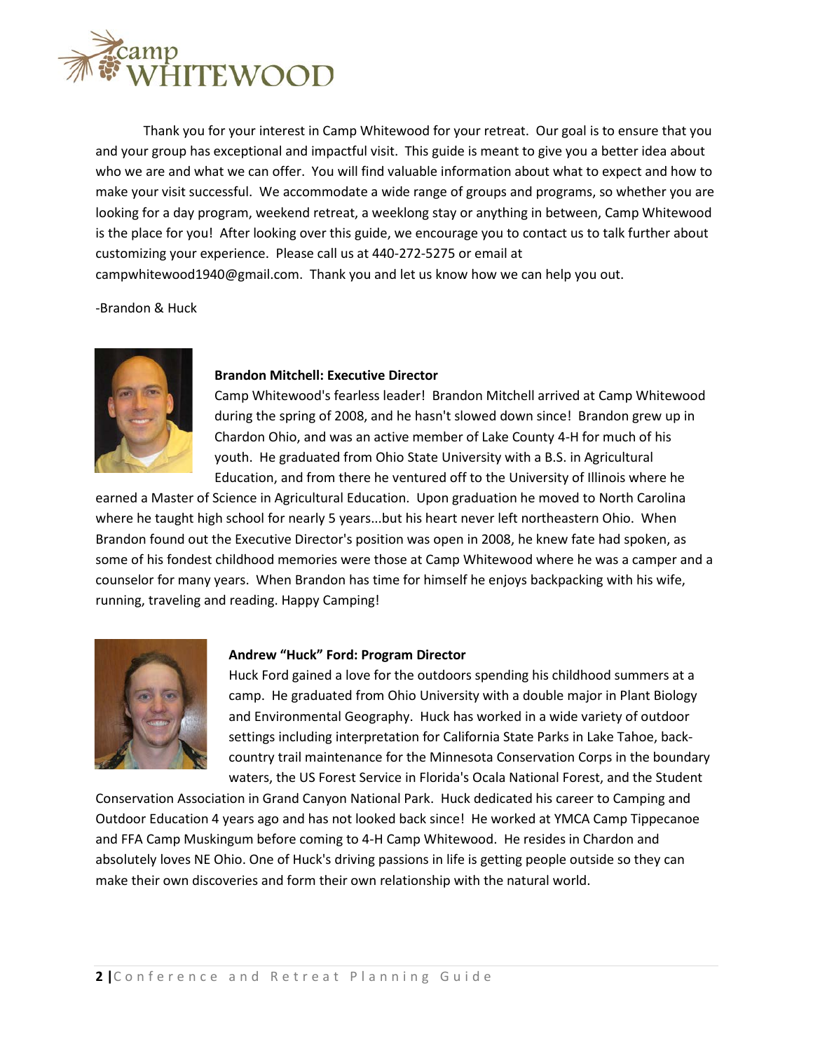camp WHITEWOOD

Thank you for your interest in Camp Whitewood for your retreat. Our goal is to ensure that you and your group has exceptional and impactful visit. This guide is meant to give you a better idea about who we are and what we can offer. You will find valuable information about what to expect and how to make your visit successful. We accommodate a wide range of groups and programs, so whether you are looking for a day program, weekend retreat, a weeklong stay or anything in between, Camp Whitewood is the place for you! After looking over this guide, we encourage you to contact us to talk further about customizing your experience. Please call us at 440-272-5275 or email at campwhitewood1940@gmail.com. Thank you and let us know how we can help you out.

-Brandon & Huck

**Brandon Mitchell: Executive Director**

Camp Whitewood's fearless leader! Brandon Mitchell arrived at Camp Whitewood during the spring of 2008, and he hasn't slowed down since! Brandon grew up in Chardon Ohio, and was an active member of Lake County 4-H for much of his youth. He graduated from Ohio State University with a B.S. in Agricultural Education, and from there he ventured off to the University of Illinois where he earned a Master of Science in Agricultural Education. Upon graduation he moved to North Carolina where he taught high school for nearly 5 years...but his heart never left northeastern Ohio. When Brandon found out the Executive Director's position was open in 2008, he knew fate had spoken, as some of his fondest childhood memories were those at Camp Whitewood where he was a camper and a counselor for many years. When Brandon has time for himself he enjoys backpacking with his wife, running, traveling and reading. Happy Camping!

**Andrew "Huck" Ford: Program Director**

Huck Ford gained a love for the outdoors spending his childhood summers at a camp. He graduated from Ohio University with a double major in Plant Biology and Environmental Geography. Huck has worked in a wide variety of outdoor settings including interpretation for California State Parks in Lake Tahoe, back-country trail maintenance for the Minnesota Conservation Corps in the boundary waters, the US Forest Service in Florida's Ocala National Forest, and the Student Conservation Association in Grand Canyon National Park. Huck dedicated his career to Camping and Outdoor Education 4 years ago and has not looked back since! He worked at YMCA Camp Tippecanoe and FFA Camp Muskingum before coming to 4-H Camp Whitewood. He resides in Chardon and absolutely loves NE Ohio. One of Huck's driving passions in life is getting people outside so they can make their own discoveries and form their own relationship with the natural world.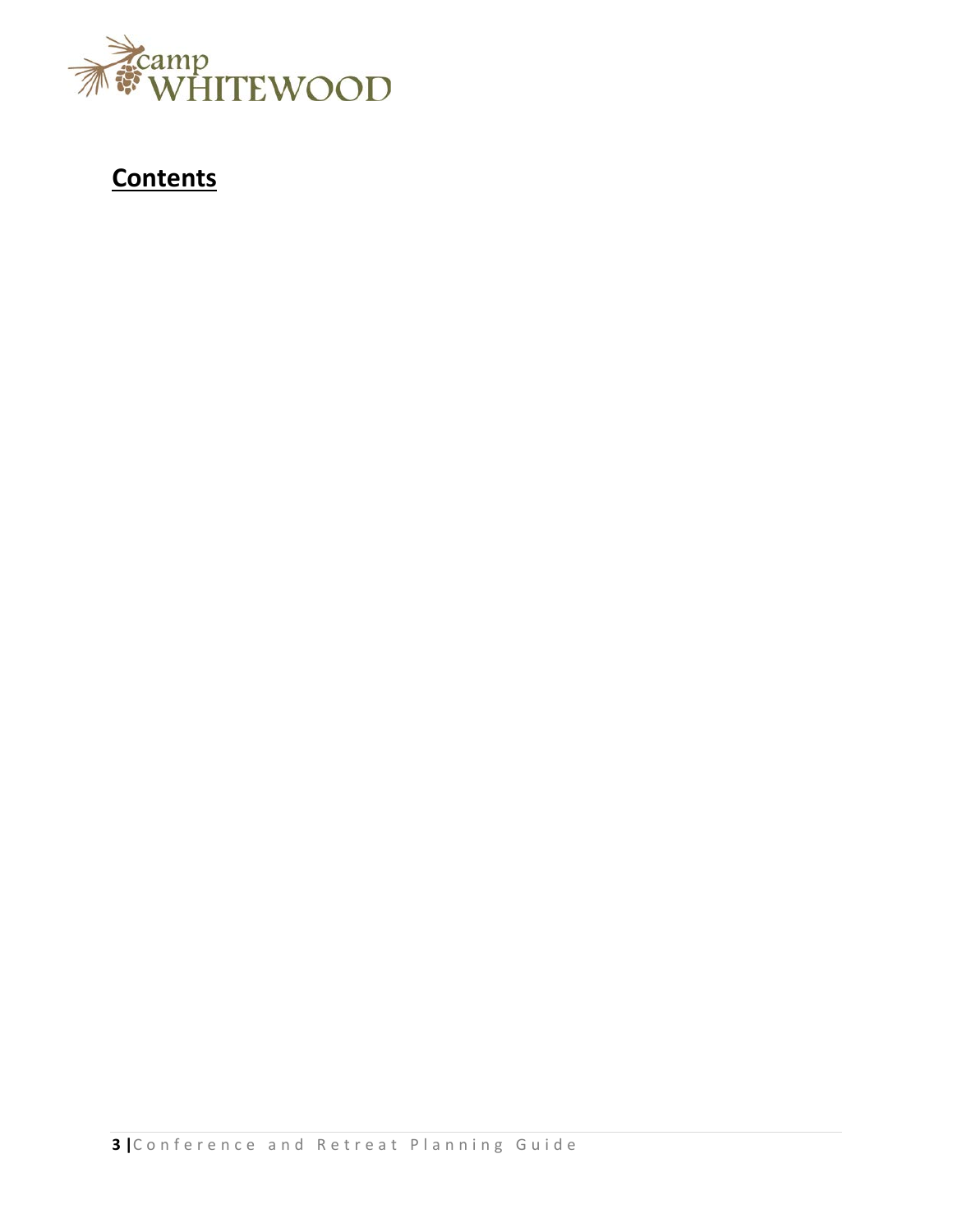## Contents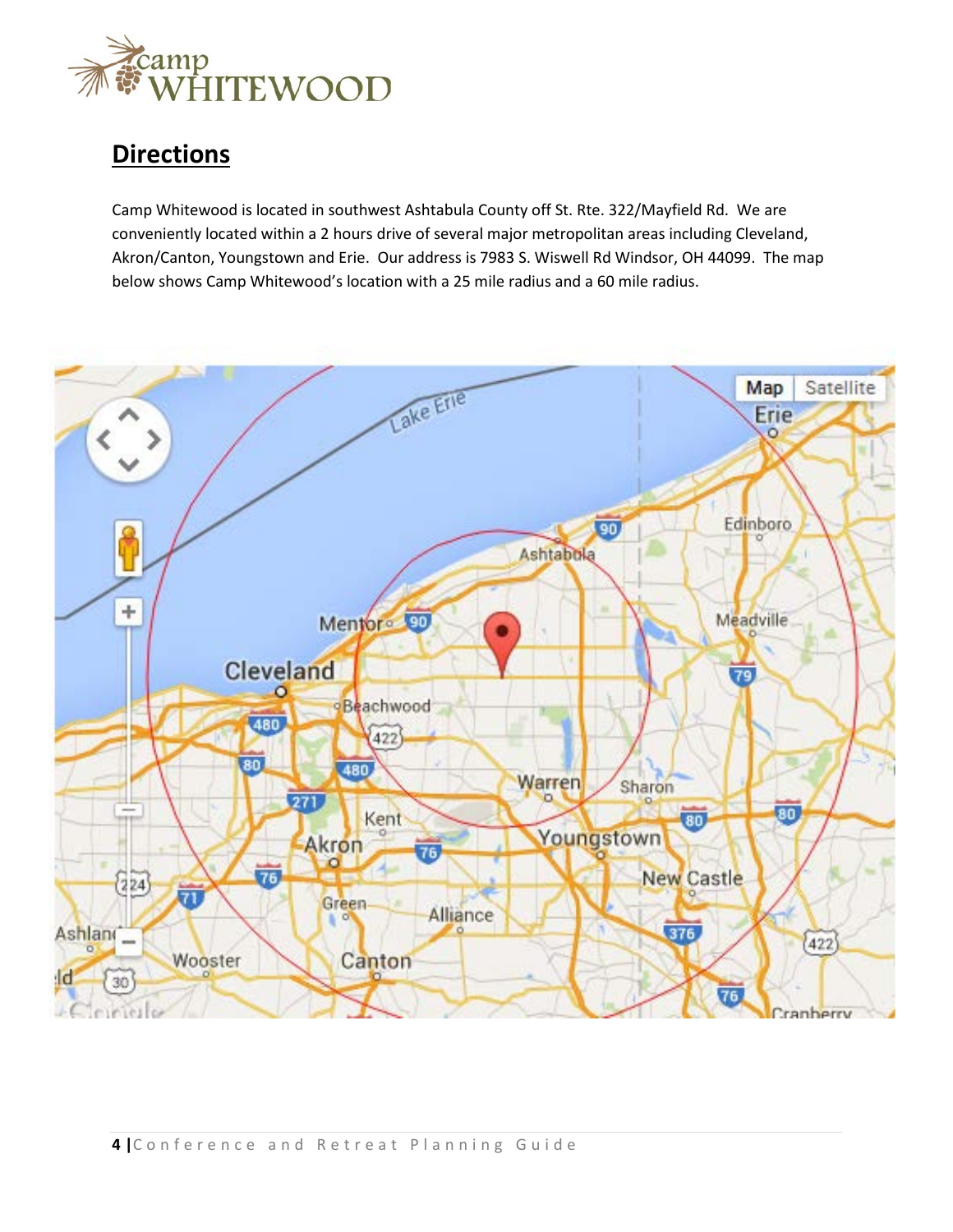## Directions

Camp Whitewood is located in southwest Ashtabula County off St. Rte. 322/Mayfield Rd. We are conveniently located within a 2 hours drive of several major metropolitan areas including Cleveland, Akron/Canton, Youngstown and Erie. Our address is 7983 S. Wiswell Rd Windsor, OH 44099. The map below shows Camp Whitewood's location with a 25 mile radius and a 60 mile radius.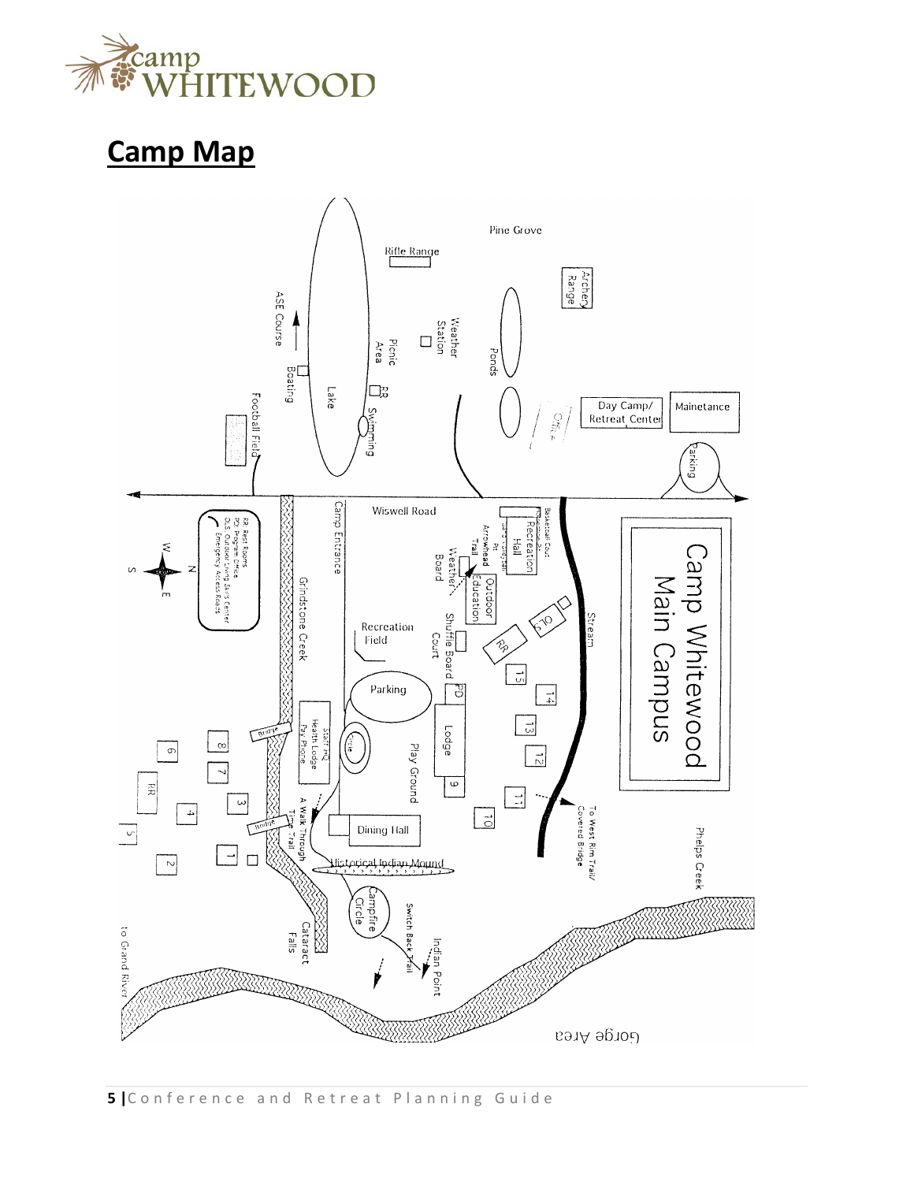## Camp Map

Pine Grove
Rifle Range
Archery Range
Weather Station
Ponds
Picnic Area
ASE Course
Boating
Lake
RR
Swimming
Office
Day Camp/ Retreat Center
Mainetance
Parking
Football Field
Wiswell Road
Camp Entrance
Basketball Court
Recreation Hall
Arrowhead Trail
Weather Board
Outdoor Education
OLS
RR
Stream
Camp Whitewood Main Campus
RR: Rest Rooms
PO: Program Office
OLS: Outdoor Living Skills Center
Emergency Access Roads
Grindstone Creek
Recreation Field
Shuffle Board Court
Parking
PD
Lodge
Play Ground
Staff HQ
Health Lodge
Pay Phone
Bridge
Bridge
A Walk Through Time Trail
Dining Hall
Historical Indian Mound
Campfire Circle
Switch Back Trail
Indian Point
Cataract Falls
To West Rim Trail/ Covered Bridge
Phelps Creek
to Grand River
Gorge Area
1 2 3 4 5 6 7 8 9 10 11 12 13 14 15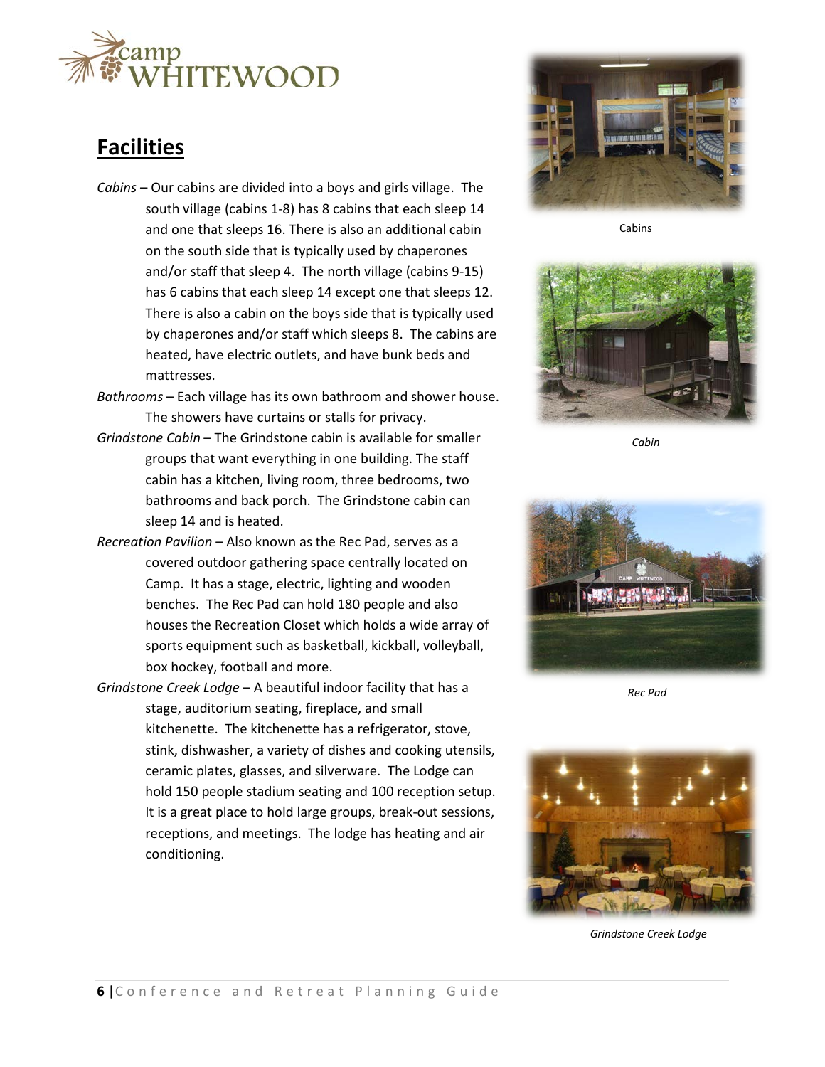# Facilities

*Cabins* – Our cabins are divided into a boys and girls village. The south village (cabins 1-8) has 8 cabins that each sleep 14 and one that sleeps 16. There is also an additional cabin on the south side that is typically used by chaperones and/or staff that sleep 4. The north village (cabins 9-15) has 6 cabins that each sleep 14 except one that sleeps 12. There is also a cabin on the boys side that is typically used by chaperones and/or staff which sleeps 8. The cabins are heated, have electric outlets, and have bunk beds and mattresses.

*Bathrooms* – Each village has its own bathroom and shower house. The showers have curtains or stalls for privacy.

*Grindstone Cabin* – The Grindstone cabin is available for smaller groups that want everything in one building. The staff cabin has a kitchen, living room, three bedrooms, two bathrooms and back porch. The Grindstone cabin can sleep 14 and is heated.

*Recreation Pavilion* – Also known as the Rec Pad, serves as a covered outdoor gathering space centrally located on Camp. It has a stage, electric, lighting and wooden benches. The Rec Pad can hold 180 people and also houses the Recreation Closet which holds a wide array of sports equipment such as basketball, kickball, volleyball, box hockey, football and more.

*Grindstone Creek Lodge* – A beautiful indoor facility that has a stage, auditorium seating, fireplace, and small kitchenette. The kitchenette has a refrigerator, stove, stink, dishwasher, a variety of dishes and cooking utensils, ceramic plates, glasses, and silverware. The Lodge can hold 150 people stadium seating and 100 reception setup. It is a great place to hold large groups, break-out sessions, receptions, and meetings. The lodge has heating and air conditioning.

Cabins

*Cabin*

*Rec Pad*

*Grindstone Creek Lodge*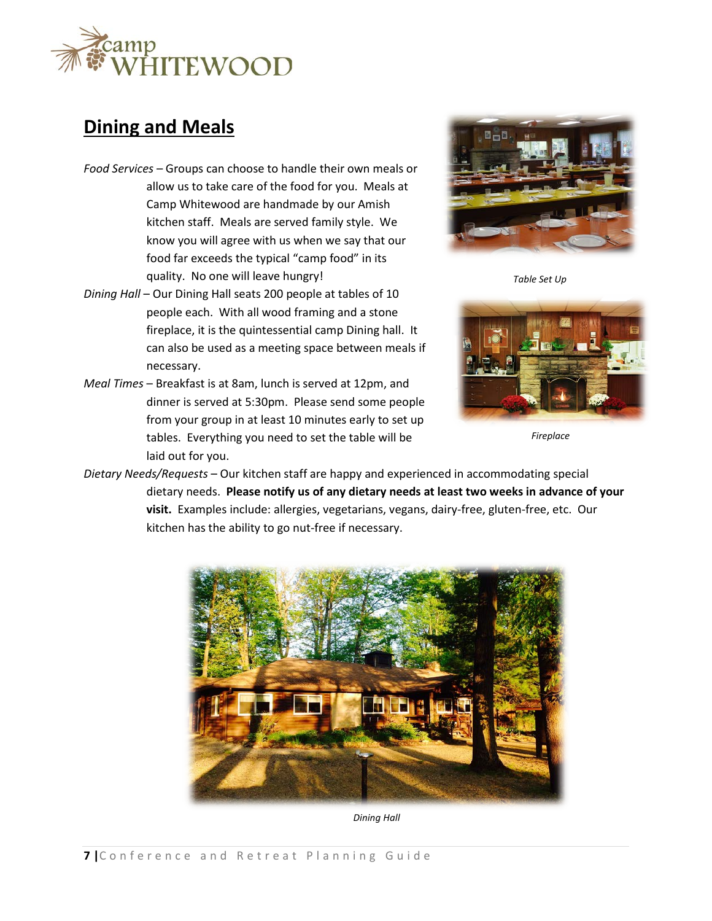## Dining and Meals

*Food Services* – Groups can choose to handle their own meals or allow us to take care of the food for you. Meals at Camp Whitewood are handmade by our Amish kitchen staff. Meals are served family style. We know you will agree with us when we say that our food far exceeds the typical “camp food” in its quality. No one will leave hungry!

*Dining Hall* – Our Dining Hall seats 200 people at tables of 10 people each. With all wood framing and a stone fireplace, it is the quintessential camp Dining hall. It can also be used as a meeting space between meals if necessary.

*Meal Times* – Breakfast is at 8am, lunch is served at 12pm, and dinner is served at 5:30pm. Please send some people from your group in at least 10 minutes early to set up tables. Everything you need to set the table will be laid out for you.

*Dietary Needs/Requests* – Our kitchen staff are happy and experienced in accommodating special dietary needs. **Please notify us of any dietary needs at least two weeks in advance of your visit.** Examples include: allergies, vegetarians, vegans, dairy-free, gluten-free, etc. Our kitchen has the ability to go nut-free if necessary.

*Table Set Up*

*Fireplace*

*Dining Hall*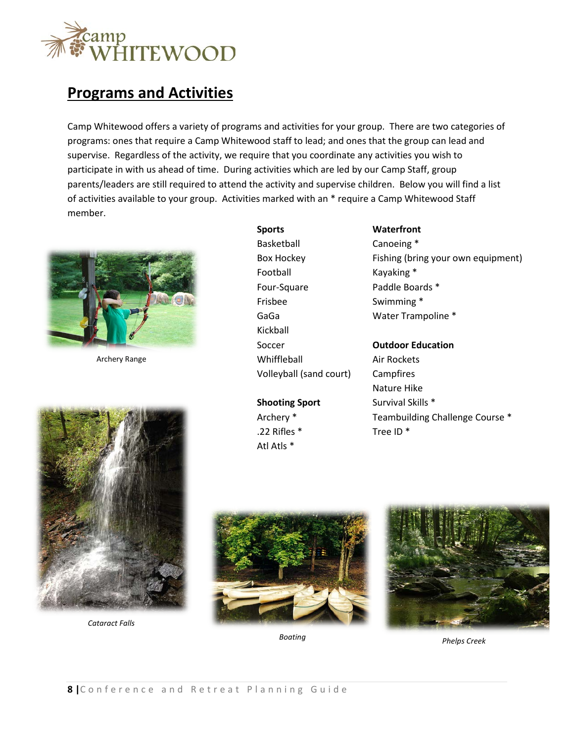## Programs and Activities

Camp Whitewood offers a variety of programs and activities for your group. There are two categories of programs: ones that require a Camp Whitewood staff to lead; and ones that the group can lead and supervise. Regardless of the activity, we require that you coordinate any activities you wish to participate in with us ahead of time. During activities which are led by our Camp Staff, group parents/leaders are still required to attend the activity and supervise children. Below you will find a list of activities available to your group. Activities marked with an * require a Camp Whitewood Staff member.

Archery Range

**Sports**

Basketball
Box Hockey
Football
Four-Square
Frisbee
GaGa
Kickball
Soccer
Whiffleball
Volleyball (sand court)

**Shooting Sport**

Archery *
.22 Rifles *
Atl Atls *

**Waterfront**

Canoeing *
Fishing (bring your own equipment)
Kayaking *
Paddle Boards *
Swimming *
Water Trampoline *

**Outdoor Education**

Air Rockets
Campfires
Nature Hike
Survival Skills *
Teambuilding Challenge Course *
Tree ID *

*Cataract Falls*

*Boating*

*Phelps Creek*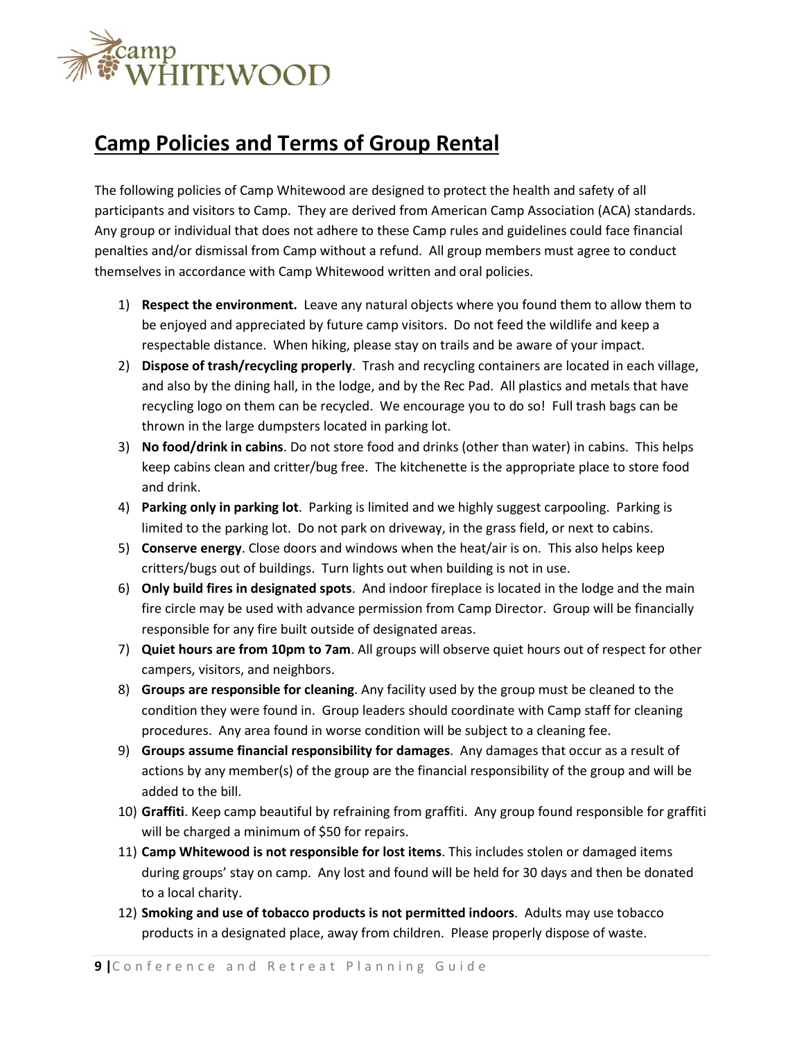camp WHITEWOOD

# Camp Policies and Terms of Group Rental

The following policies of Camp Whitewood are designed to protect the health and safety of all participants and visitors to Camp. They are derived from American Camp Association (ACA) standards. Any group or individual that does not adhere to these Camp rules and guidelines could face financial penalties and/or dismissal from Camp without a refund. All group members must agree to conduct themselves in accordance with Camp Whitewood written and oral policies.

1) **Respect the environment.** Leave any natural objects where you found them to allow them to be enjoyed and appreciated by future camp visitors. Do not feed the wildlife and keep a respectable distance. When hiking, please stay on trails and be aware of your impact.
2) **Dispose of trash/recycling properly**. Trash and recycling containers are located in each village, and also by the dining hall, in the lodge, and by the Rec Pad. All plastics and metals that have recycling logo on them can be recycled. We encourage you to do so! Full trash bags can be thrown in the large dumpsters located in parking lot.
3) **No food/drink in cabins**. Do not store food and drinks (other than water) in cabins. This helps keep cabins clean and critter/bug free. The kitchenette is the appropriate place to store food and drink.
4) **Parking only in parking lot**. Parking is limited and we highly suggest carpooling. Parking is limited to the parking lot. Do not park on driveway, in the grass field, or next to cabins.
5) **Conserve energy**. Close doors and windows when the heat/air is on. This also helps keep critters/bugs out of buildings. Turn lights out when building is not in use.
6) **Only build fires in designated spots**. And indoor fireplace is located in the lodge and the main fire circle may be used with advance permission from Camp Director. Group will be financially responsible for any fire built outside of designated areas.
7) **Quiet hours are from 10pm to 7am**. All groups will observe quiet hours out of respect for other campers, visitors, and neighbors.
8) **Groups are responsible for cleaning**. Any facility used by the group must be cleaned to the condition they were found in. Group leaders should coordinate with Camp staff for cleaning procedures. Any area found in worse condition will be subject to a cleaning fee.
9) **Groups assume financial responsibility for damages**. Any damages that occur as a result of actions by any member(s) of the group are the financial responsibility of the group and will be added to the bill.
10) **Graffiti**. Keep camp beautiful by refraining from graffiti. Any group found responsible for graffiti will be charged a minimum of $50 for repairs.
11) **Camp Whitewood is not responsible for lost items**. This includes stolen or damaged items during groups' stay on camp. Any lost and found will be held for 30 days and then be donated to a local charity.
12) **Smoking and use of tobacco products is not permitted indoors**. Adults may use tobacco products in a designated place, away from children. Please properly dispose of waste.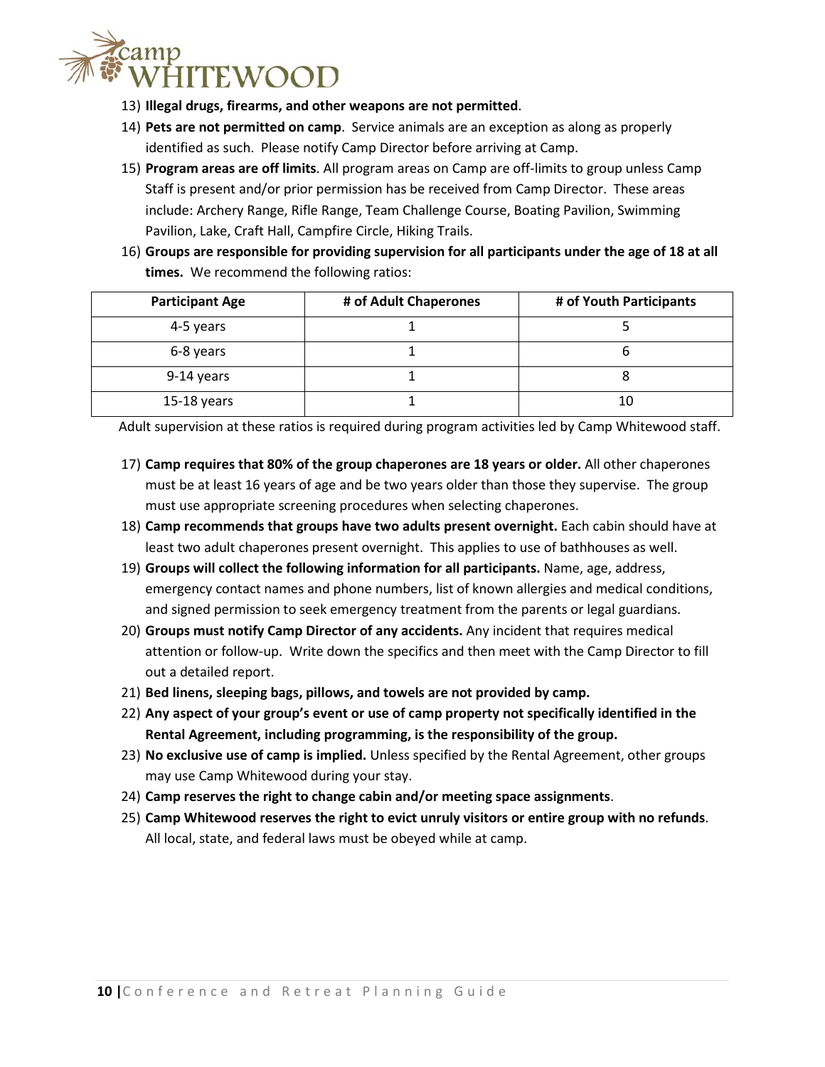13) **Illegal drugs, firearms, and other weapons are not permitted**.
14) **Pets are not permitted on camp**. Service animals are an exception as along as properly identified as such. Please notify Camp Director before arriving at Camp.
15) **Program areas are off limits**. All program areas on Camp are off-limits to group unless Camp Staff is present and/or prior permission has be received from Camp Director. These areas include: Archery Range, Rifle Range, Team Challenge Course, Boating Pavilion, Swimming Pavilion, Lake, Craft Hall, Campfire Circle, Hiking Trails.
16) **Groups are responsible for providing supervision for all participants under the age of 18 at all times.** We recommend the following ratios:

| Participant Age | # of Adult Chaperones | # of Youth Participants |
|---|---|---|
| 4-5 years | 1 | 5 |
| 6-8 years | 1 | 6 |
| 9-14 years | 1 | 8 |
| 15-18 years | 1 | 10 |

Adult supervision at these ratios is required during program activities led by Camp Whitewood staff.

17) **Camp requires that 80% of the group chaperones are 18 years or older.** All other chaperones must be at least 16 years of age and be two years older than those they supervise. The group must use appropriate screening procedures when selecting chaperones.
18) **Camp recommends that groups have two adults present overnight.** Each cabin should have at least two adult chaperones present overnight. This applies to use of bathhouses as well.
19) **Groups will collect the following information for all participants.** Name, age, address, emergency contact names and phone numbers, list of known allergies and medical conditions, and signed permission to seek emergency treatment from the parents or legal guardians.
20) **Groups must notify Camp Director of any accidents.** Any incident that requires medical attention or follow-up. Write down the specifics and then meet with the Camp Director to fill out a detailed report.
21) **Bed linens, sleeping bags, pillows, and towels are not provided by camp.**
22) **Any aspect of your group's event or use of camp property not specifically identified in the Rental Agreement, including programming, is the responsibility of the group.**
23) **No exclusive use of camp is implied.** Unless specified by the Rental Agreement, other groups may use Camp Whitewood during your stay.
24) **Camp reserves the right to change cabin and/or meeting space assignments**.
25) **Camp Whitewood reserves the right to evict unruly visitors or entire group with no refunds**. All local, state, and federal laws must be obeyed while at camp.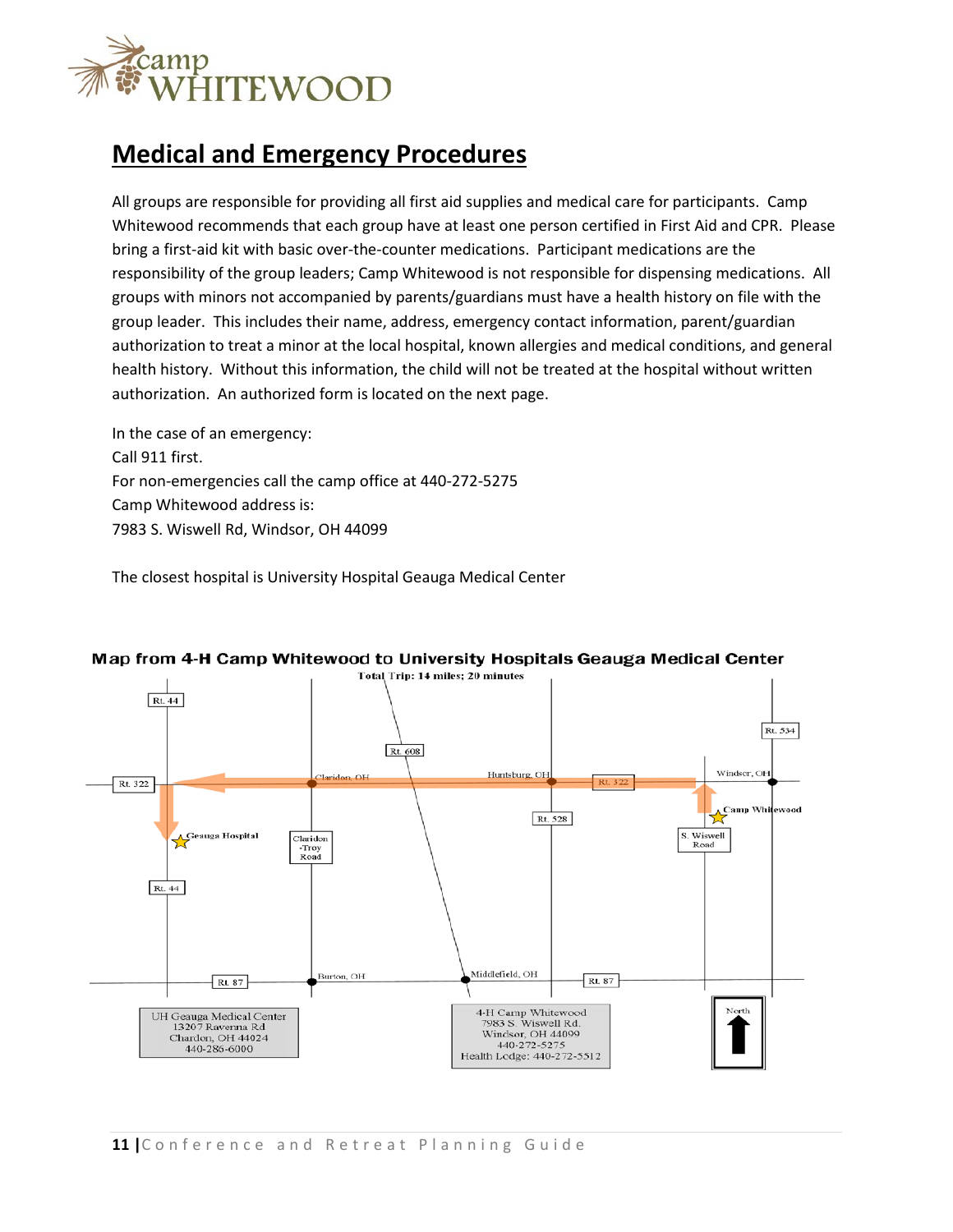# Medical and Emergency Procedures

All groups are responsible for providing all first aid supplies and medical care for participants. Camp Whitewood recommends that each group have at least one person certified in First Aid and CPR. Please bring a first-aid kit with basic over-the-counter medications. Participant medications are the responsibility of the group leaders; Camp Whitewood is not responsible for dispensing medications. All groups with minors not accompanied by parents/guardians must have a health history on file with the group leader. This includes their name, address, emergency contact information, parent/guardian authorization to treat a minor at the local hospital, known allergies and medical conditions, and general health history. Without this information, the child will not be treated at the hospital without written authorization. An authorized form is located on the next page.

In the case of an emergency:
Call 911 first.
For non-emergencies call the camp office at 440-272-5275
Camp Whitewood address is:
7983 S. Wiswell Rd, Windsor, OH 44099

The closest hospital is University Hospital Geauga Medical Center

**Map from 4-H Camp Whitewood to University Hospitals Geauga Medical Center**

Total Trip: 14 miles; 20 minutes

Rt. 44
Rt. 608
Rt. 534
Rt. 322
Claridon, OH
Huntsburg, OH
Rt. 322
Windsor, OH
Camp Whitewood
Rt. 528
Geauga Hospital
Claridon -Troy Road
S. Wiswell Road
Rt. 44
Rt. 87
Burton, OH
Middlefield, OH
Rt. 87

UH Geauga Medical Center
13207 Ravenna Rd
Chardon, OH 44024
440-286-6000

4-H Camp Whitewood
7983 S. Wiswell Rd.
Windsor, OH 44099
440-272-5275
Health Lodge: 440-272-5512

North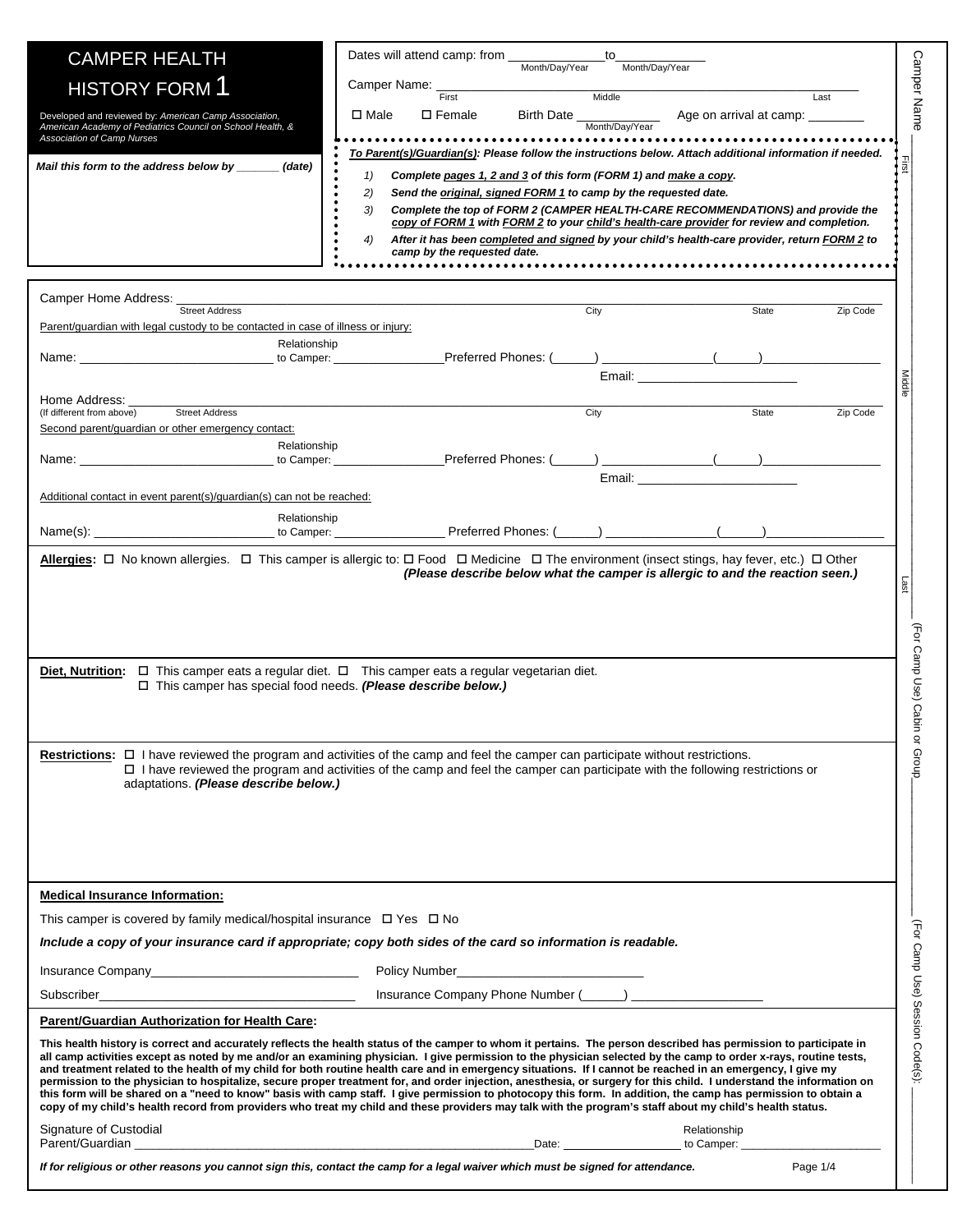# CAMPER HEALTH HISTORY FORM 1

*Developed and reviewed by: American Camp Association, American Academy of Pediatrics Council on School Health, & Association of Camp Nurses*

***Mail this form to the address below by _______ (date)***

Dates will attend camp: from ______________ to ____________
Month/Day/Year Month/Day/Year

Camper Name: ________________________________________________
First Middle Last

☐ Male ☐ Female Birth Date ____________ Age on arrival at camp: ________
Month/Day/Year

***To Parent(s)/Guardian(s): Please follow the instructions below. Attach additional information if needed.***

1) ***Complete pages 1, 2 and 3 of this form (FORM 1) and make a copy.***
2) ***Send the original, signed FORM 1 to camp by the requested date.***
3) ***Complete the top of FORM 2 (CAMPER HEALTH-CARE RECOMMENDATIONS) and provide the copy of FORM 1 with FORM 2 to your child's health-care provider for review and completion.***
4) ***After it has been completed and signed by your child's health-care provider, return FORM 2 to camp by the requested date.***

Camper Name ____________ First ____________ Middle ____________ Last ____________ (For Camp Use) Cabin or Group____________ (For Camp Use) Session Code(s): ____________

Camper Home Address: ______________________________________________________________
Street Address City State Zip Code

Parent/guardian with legal custody to be contacted in case of illness or injury:

Name: ___________________________ Relationship to Camper: ________________ Preferred Phones: (______) ______________ (______) ________________

Email: ________________________

Home Address: ______________________________________________________________
(If different from above) Street Address City State Zip Code

Second parent/guardian or other emergency contact:

Name: ___________________________ Relationship to Camper: ________________ Preferred Phones: (______) ______________ (______) ________________

Email: ________________________

Additional contact in event parent(s)/guardian(s) can not be reached:

Name(s): ___________________________ Relationship to Camper: ________________ Preferred Phones: (______) ______________ (______) ________________

**Allergies:** ☐ No known allergies. ☐ This camper is allergic to: ☐ Food ☐ Medicine ☐ The environment (insect stings, hay fever, etc.) ☐ Other
***(Please describe below what the camper is allergic to and the reaction seen.)***

**Diet, Nutrition:** ☐ This camper eats a regular diet. ☐ This camper eats a regular vegetarian diet.
☐ This camper has special food needs. ***(Please describe below.)***

**Restrictions:** ☐ I have reviewed the program and activities of the camp and feel the camper can participate without restrictions.
☐ I have reviewed the program and activities of the camp and feel the camper can participate with the following restrictions or adaptations. ***(Please describe below.)***

**Medical Insurance Information:**

This camper is covered by family medical/hospital insurance ☐ Yes ☐ No

***Include a copy of your insurance card if appropriate; copy both sides of the card so information is readable.***

Insurance Company______________________________ Policy Number___________________________

Subscriber_____________________________________ Insurance Company Phone Number (______) __________________

**Parent/Guardian Authorization for Health Care:**

**This health history is correct and accurately reflects the health status of the camper to whom it pertains. The person described has permission to participate in all camp activities except as noted by me and/or an examining physician. I give permission to the physician selected by the camp to order x-rays, routine tests, and treatment related to the health of my child for both routine health care and in emergency situations. If I cannot be reached in an emergency, I give my permission to the physician to hospitalize, secure proper treatment for, and order injection, anesthesia, or surgery for this child. I understand the information on this form will be shared on a "need to know" basis with camp staff. I give permission to photocopy this form. In addition, the camp has permission to obtain a copy of my child's health record from providers who treat my child and these providers may talk with the program's staff about my child's health status.**

Signature of Custodial Parent/Guardian ______________________________________________ Date: _________________ Relationship to Camper: ______________________

***If for religious or other reasons you cannot sign this, contact the camp for a legal waiver which must be signed for attendance.***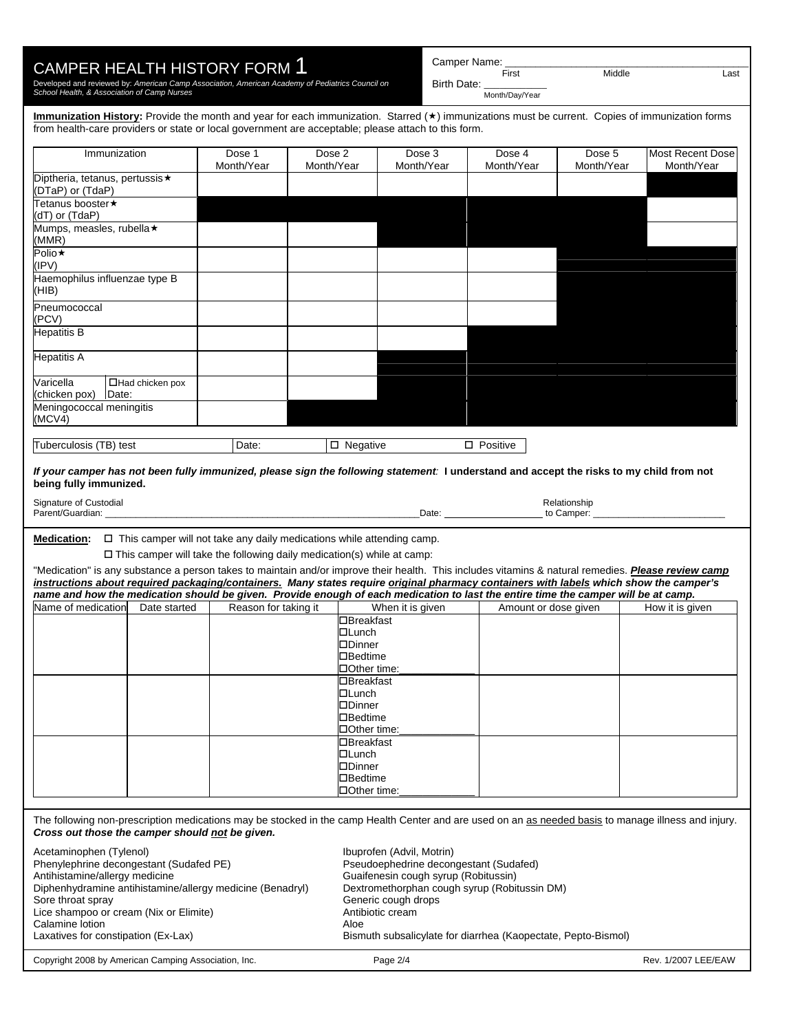# CAMPER HEALTH HISTORY FORM 1

*Developed and reviewed by: American Camp Association, American Academy of Pediatrics Council on School Health, & Association of Camp Nurses*

Camper Name: ________________________________________
First Middle Last

Birth Date: ___________
Month/Day/Year

**Immunization History:** Provide the month and year for each immunization. Starred (★) immunizations must be current. Copies of immunization forms from health-care providers or state or local government are acceptable; please attach to this form.

| Immunization | Dose 1 Month/Year | Dose 2 Month/Year | Dose 3 Month/Year | Dose 4 Month/Year | Dose 5 Month/Year | Most Recent Dose Month/Year |
|---|---|---|---|---|---|---|
| Diptheria, tetanus, pertussis★ (DTaP) or (TdaP) | | | | | | |
| Tetanus booster★ (dT) or (TdaP) | | | | | | |
| Mumps, measles, rubella★ (MMR) | | | | | | |
| Polio★ (IPV) | | | | | | |
| Haemophilus influenzae type B (HIB) | | | | | | |
| Pneumococcal (PCV) | | | | | | |
| Hepatitis B | | | | | | |
| Hepatitis A | | | | | | |
| Varicella (chicken pox) ☐Had chicken pox Date: | | | | | | |
| Meningococcal meningitis (MCV4) | | | | | | |

| Tuberculosis (TB) test | Date: | ☐ Negative | ☐ Positive |
|---|---|---|---|

***If your camper has not been fully immunized, please sign the following statement*****: I understand and accept the risks to my child from not being fully immunized.**

Signature of Custodial Parent/Guardian: ______________________________________________________ Date: _________________ Relationship to Camper: ________________________

**Medication:** ☐ This camper will not take any daily medications while attending camp.

☐ This camper will take the following daily medication(s) while at camp:

"Medication" is any substance a person takes to maintain and/or improve their health. This includes vitamins & natural remedies. ***Please review camp instructions about required packaging/containers. Many states require original pharmacy containers with labels which show the camper's name and how the medication should be given. Provide enough of each medication to last the entire time the camper will be at camp.***

| Name of medication | Date started | Reason for taking it | When it is given | Amount or dose given | How it is given |
|---|---|---|---|---|---|
| | | | ☐Breakfast<br>☐Lunch<br>☐Dinner<br>☐Bedtime<br>☐Other time:____________ | | |
| | | | ☐Breakfast<br>☐Lunch<br>☐Dinner<br>☐Bedtime<br>☐Other time:____________ | | |
| | | | ☐Breakfast<br>☐Lunch<br>☐Dinner<br>☐Bedtime<br>☐Other time:____________ | | |

The following non-prescription medications may be stocked in the camp Health Center and are used on an as needed basis to manage illness and injury. ***Cross out those the camper should not be given.***

Acetaminophen (Tylenol)
Phenylephrine decongestant (Sudafed PE)
Antihistamine/allergy medicine
Diphenhydramine antihistamine/allergy medicine (Benadryl)
Sore throat spray
Lice shampoo or cream (Nix or Elimite)
Calamine lotion
Laxatives for constipation (Ex-Lax)
Ibuprofen (Advil, Motrin)
Pseudoephedrine decongestant (Sudafed)
Guaifenesin cough syrup (Robitussin)
Dextromethorphan cough syrup (Robitussin DM)
Generic cough drops
Antibiotic cream
Aloe
Bismuth subsalicylate for diarrhea (Kaopectate, Pepto-Bismol)

Copyright 2008 by American Camping Association, Inc. Rev. 1/2007 LEE/EAW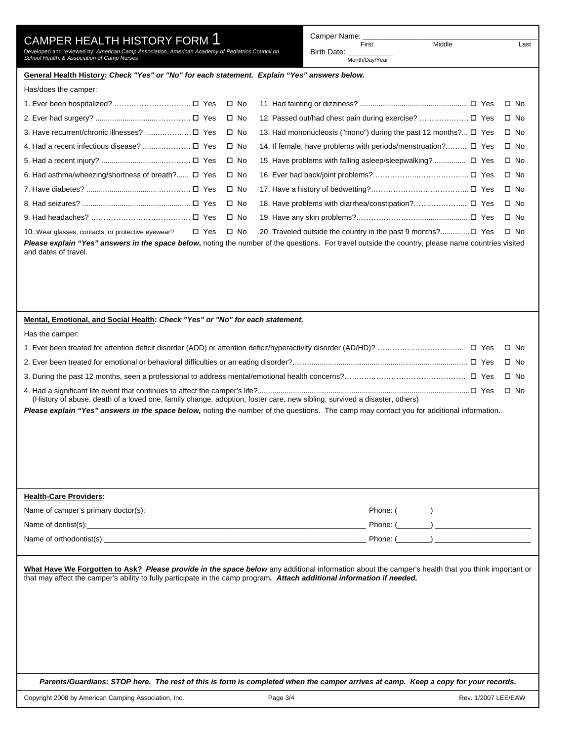# CAMPER HEALTH HISTORY FORM 1

Developed and reviewed by: *American Camp Association, American Academy of Pediatrics Council on School Health, & Association of Camp Nurses*

Camper Name: ____________________________________________
First Middle Last

Birth Date: ___________
Month/Day/Year

**General Health History: *Check "Yes" or "No" for each statement. Explain "Yes" answers below.***

Has/does the camper:

1. Ever been hospitalized? ☐ Yes ☐ No
2. Ever had surgery? ☐ Yes ☐ No
3. Have recurrent/chronic illnesses? ☐ Yes ☐ No
4. Had a recent infectious disease? ☐ Yes ☐ No
5. Had a recent injury? ☐ Yes ☐ No
6. Had asthma/wheezing/shortness of breath? ☐ Yes ☐ No
7. Have diabetes? ☐ Yes ☐ No
8. Had seizures? ☐ Yes ☐ No
9. Had headaches? ☐ Yes ☐ No
10. Wear glasses, contacts, or protective eyewear? ☐ Yes ☐ No
11. Had fainting or dizziness? ☐ Yes ☐ No
12. Passed out/had chest pain during exercise? ☐ Yes ☐ No
13. Had mononucleosis ("mono") during the past 12 months? ☐ Yes ☐ No
14. If female, have problems with periods/menstruation? ☐ Yes ☐ No
15. Have problems with falling asleep/sleepwalking? ☐ Yes ☐ No
16. Ever had back/joint problems? ☐ Yes ☐ No
17. Have a history of bedwetting? ☐ Yes ☐ No
18. Have problems with diarrhea/constipation? ☐ Yes ☐ No
19. Have any skin problems? ☐ Yes ☐ No
20. Traveled outside the country in the past 9 months? ☐ Yes ☐ No

***Please explain "Yes" answers in the space below***, noting the number of the questions. For travel outside the country, please name countries visited and dates of travel.

**Mental, Emotional, and Social Health: *Check "Yes" or "No" for each statement.***

Has the camper:

1. Ever been treated for attention deficit disorder (ADD) or attention deficit/hyperactivity disorder (AD/HD)? ☐ Yes ☐ No
2. Ever been treated for emotional or behavioral difficulties or an eating disorder? ☐ Yes ☐ No
3. During the past 12 months, seen a professional to address mental/emotional health concerns? ☐ Yes ☐ No
4. Had a significant life event that continues to affect the camper's life? ☐ Yes ☐ No
   (History of abuse, death of a loved one, family change, adoption, foster care, new sibling, survived a disaster, others)

***Please explain "Yes" answers in the space below,*** noting the number of the questions. The camp may contact you for additional information.

**Health-Care Providers:**

Name of camper's primary doctor(s): ______________________________ Phone: (______) ______________

Name of dentist(s): ______________________________ Phone: (______) ______________

Name of orthodontist(s): ______________________________ Phone: (______) ______________

**What Have We Forgotten to Ask?** ***Please provide in the space below*** any additional information about the camper's health that you think important or that may affect the camper's ability to fully participate in the camp program***. Attach additional information if needed.***

***Parents/Guardians: STOP here. The rest of this is form is completed when the camper arrives at camp. Keep a copy for your records.***

Copyright 2008 by American Camping Association, Inc. Rev. 1/2007 LEE/EAW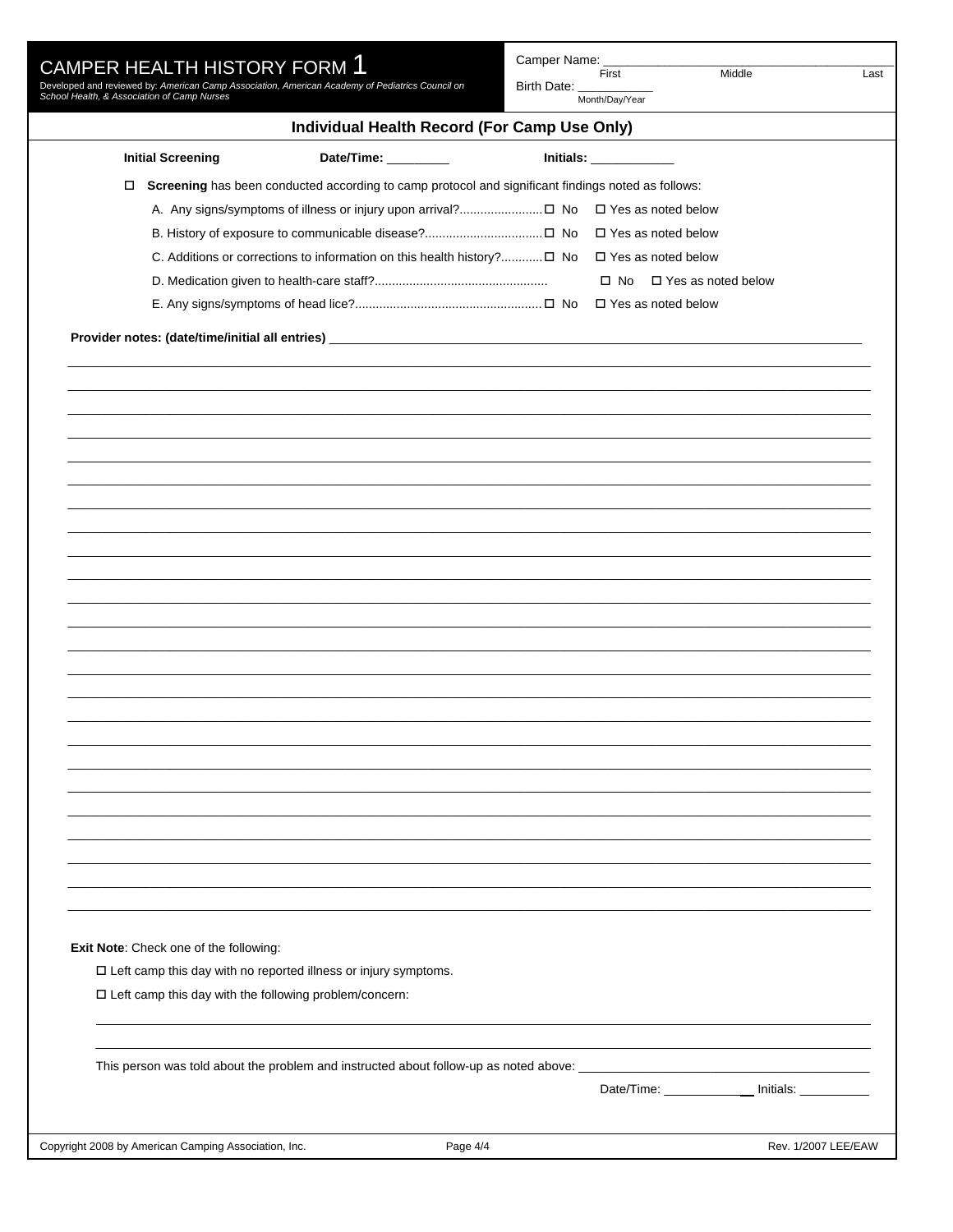# CAMPER HEALTH HISTORY FORM 1

Developed and reviewed by: *American Camp Association, American Academy of Pediatrics Council on School Health, & Association of Camp Nurses*

Camper Name: ______________________________________
First Middle Last

Birth Date: ___________
Month/Day/Year

## Individual Health Record (For Camp Use Only)

**Initial Screening** **Date/Time:** _________ **Initials:** ____________

☐ **Screening** has been conducted according to camp protocol and significant findings noted as follows:

A. Any signs/symptoms of illness or injury upon arrival?........................ ☐ No ☐ Yes as noted below

B. History of exposure to communicable disease?................................. ☐ No ☐ Yes as noted below

C. Additions or corrections to information on this health history?............ ☐ No ☐ Yes as noted below

D. Medication given to health-care staff?................................................. ☐ No ☐ Yes as noted below

E. Any signs/symptoms of head lice?..................................................... ☐ No ☐ Yes as noted below

**Provider notes: (date/time/initial all entries)** ______________________________________________

______________________________________________

______________________________________________

______________________________________________

______________________________________________

______________________________________________

______________________________________________

______________________________________________

______________________________________________

______________________________________________

______________________________________________

______________________________________________

______________________________________________

______________________________________________

______________________________________________

______________________________________________

______________________________________________

______________________________________________

______________________________________________

______________________________________________

______________________________________________

______________________________________________

______________________________________________

______________________________________________

**Exit Note**: Check one of the following:

☐ Left camp this day with no reported illness or injury symptoms.

☐ Left camp this day with the following problem/concern:

______________________________________________

______________________________________________

This person was told about the problem and instructed about follow-up as noted above: ______________________

Date/Time: ______________ Initials: __________

Copyright 2008 by American Camping Association, Inc. Rev. 1/2007 LEE/EAW